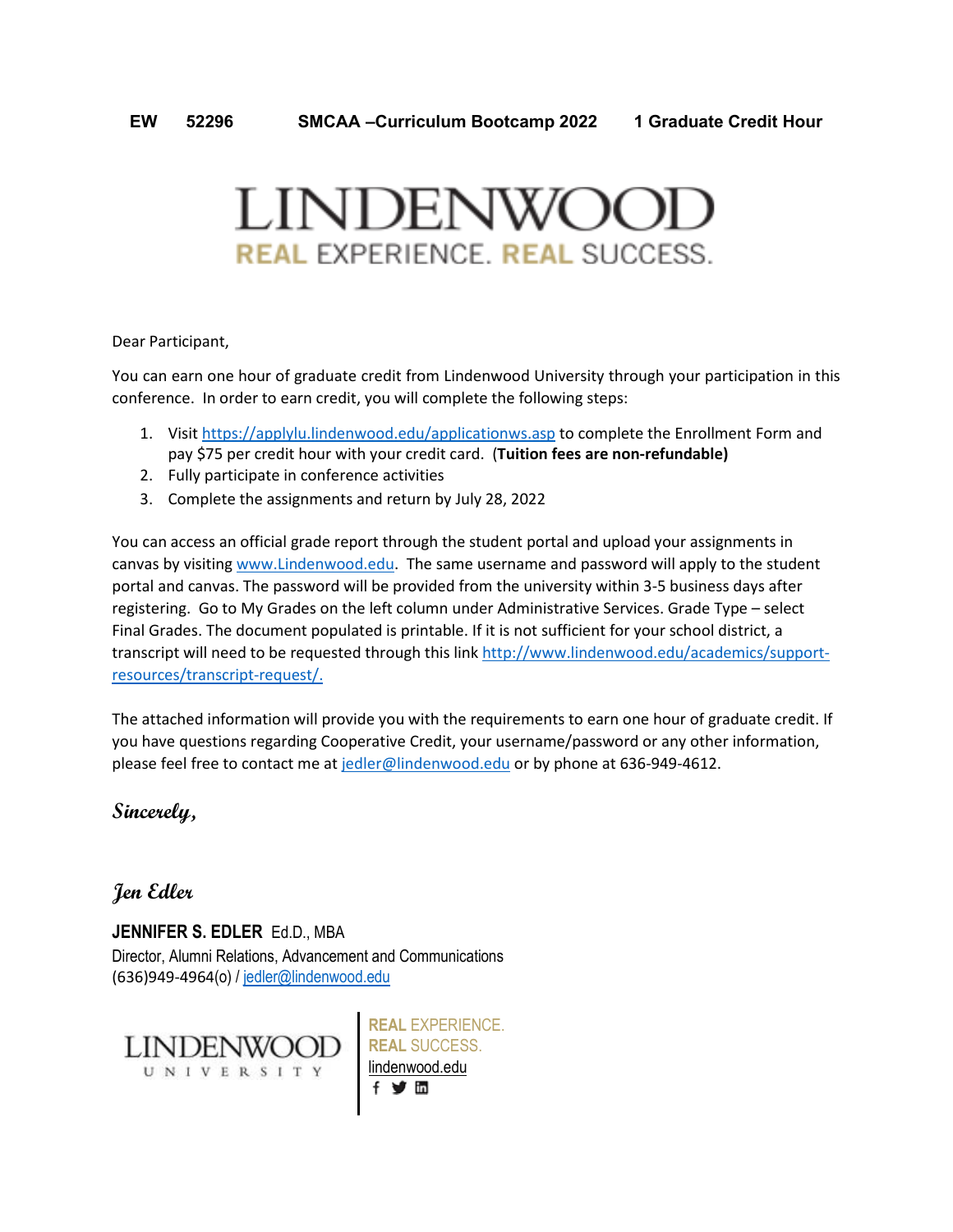**EW 52296 SMCAA –Curriculum Bootcamp 2022 1 Graduate Credit Hour**

# LINDENWOOD

REAL EXPERIENCE. REAL SUCCESS.

Dear Participant,

You can earn one hour of graduate credit from Lindenwood University through your participation in this conference. In order to earn credit, you will complete the following steps:

1. Visit https://applylu.lindenwood.edu/applicationws.asp to complete the Enrollment Form and pay $75 per credit hour with your credit card. (**Tuition fees are non-refundable)**
2. Fully participate in conference activities
3. Complete the assignments and return by July 28, 2022

You can access an official grade report through the student portal and upload your assignments in canvas by visiting www.Lindenwood.edu. The same username and password will apply to the student portal and canvas. The password will be provided from the university within 3-5 business days after registering. Go to My Grades on the left column under Administrative Services. Grade Type – select Final Grades. The document populated is printable. If it is not sufficient for your school district, a transcript will need to be requested through this link http://www.lindenwood.edu/academics/support-resources/transcript-request/.

The attached information will provide you with the requirements to earn one hour of graduate credit. If you have questions regarding Cooperative Credit, your username/password or any other information, please feel free to contact me at jedler@lindenwood.edu or by phone at 636-949-4612.

*Sincerely,*

*Jen Edler*

**JENNIFER S. EDLER** Ed.D., MBA
Director, Alumni Relations, Advancement and Communications
(636)949-4964(o) / jedler@lindenwood.edu

LINDENWOOD UNIVERSITY

REAL EXPERIENCE.
REAL SUCCESS.
lindenwood.edu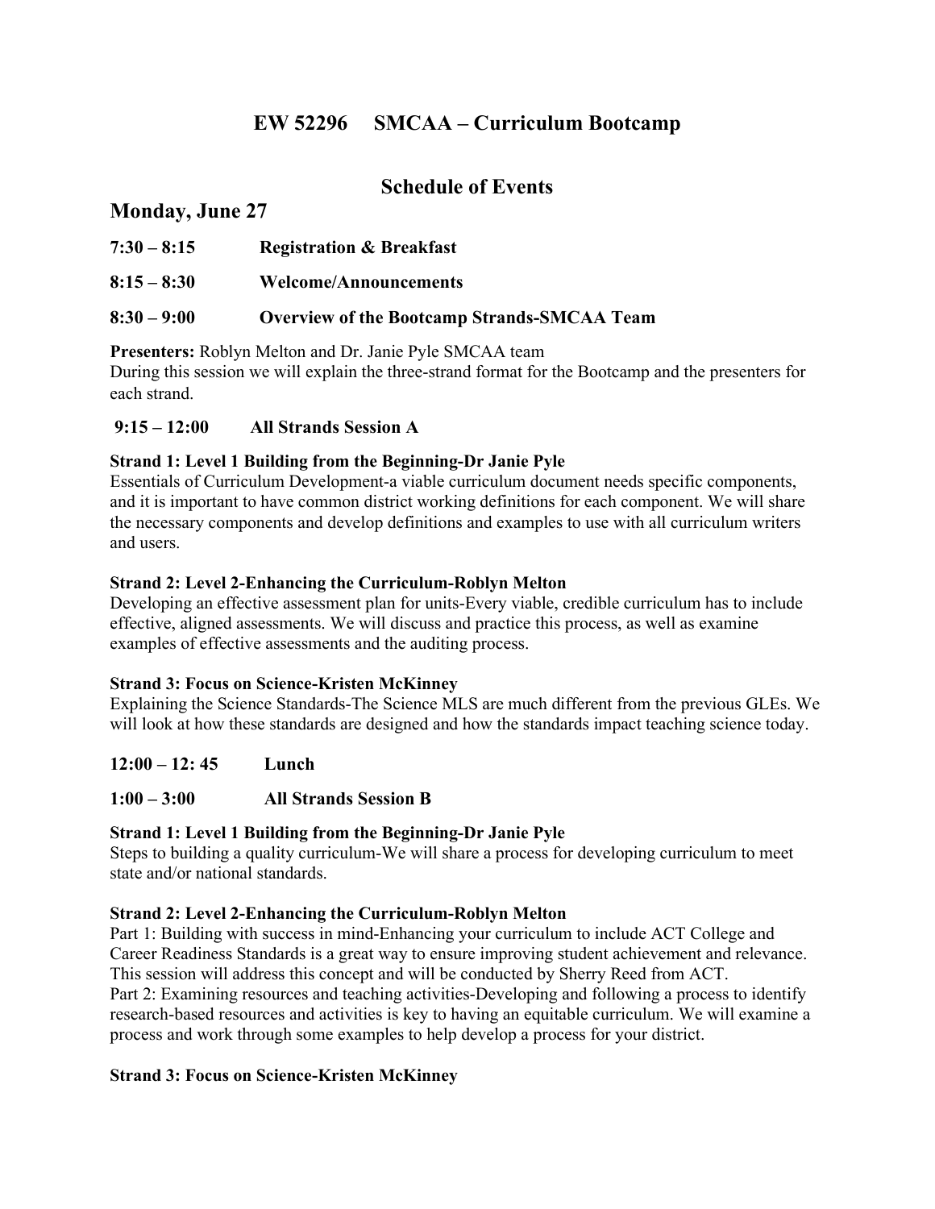# EW 52296 SMCAA – Curriculum Bootcamp

## Schedule of Events

### Monday, June 27

**7:30 – 8:15 Registration & Breakfast**

**8:15 – 8:30 Welcome/Announcements**

**8:30 – 9:00 Overview of the Bootcamp Strands-SMCAA Team**

**Presenters:** Roblyn Melton and Dr. Janie Pyle SMCAA team
During this session we will explain the three-strand format for the Bootcamp and the presenters for each strand.

**9:15 – 12:00 All Strands Session A**

**Strand 1: Level 1 Building from the Beginning-Dr Janie Pyle**
Essentials of Curriculum Development-a viable curriculum document needs specific components, and it is important to have common district working definitions for each component. We will share the necessary components and develop definitions and examples to use with all curriculum writers and users.

**Strand 2: Level 2-Enhancing the Curriculum-Roblyn Melton**
Developing an effective assessment plan for units-Every viable, credible curriculum has to include effective, aligned assessments. We will discuss and practice this process, as well as examine examples of effective assessments and the auditing process.

**Strand 3: Focus on Science-Kristen McKinney**
Explaining the Science Standards-The Science MLS are much different from the previous GLEs. We will look at how these standards are designed and how the standards impact teaching science today.

**12:00 – 12: 45 Lunch**

**1:00 – 3:00 All Strands Session B**

**Strand 1: Level 1 Building from the Beginning-Dr Janie Pyle**
Steps to building a quality curriculum-We will share a process for developing curriculum to meet state and/or national standards.

**Strand 2: Level 2-Enhancing the Curriculum-Roblyn Melton**
Part 1: Building with success in mind-Enhancing your curriculum to include ACT College and Career Readiness Standards is a great way to ensure improving student achievement and relevance. This session will address this concept and will be conducted by Sherry Reed from ACT.
Part 2: Examining resources and teaching activities-Developing and following a process to identify research-based resources and activities is key to having an equitable curriculum. We will examine a process and work through some examples to help develop a process for your district.

**Strand 3: Focus on Science-Kristen McKinney**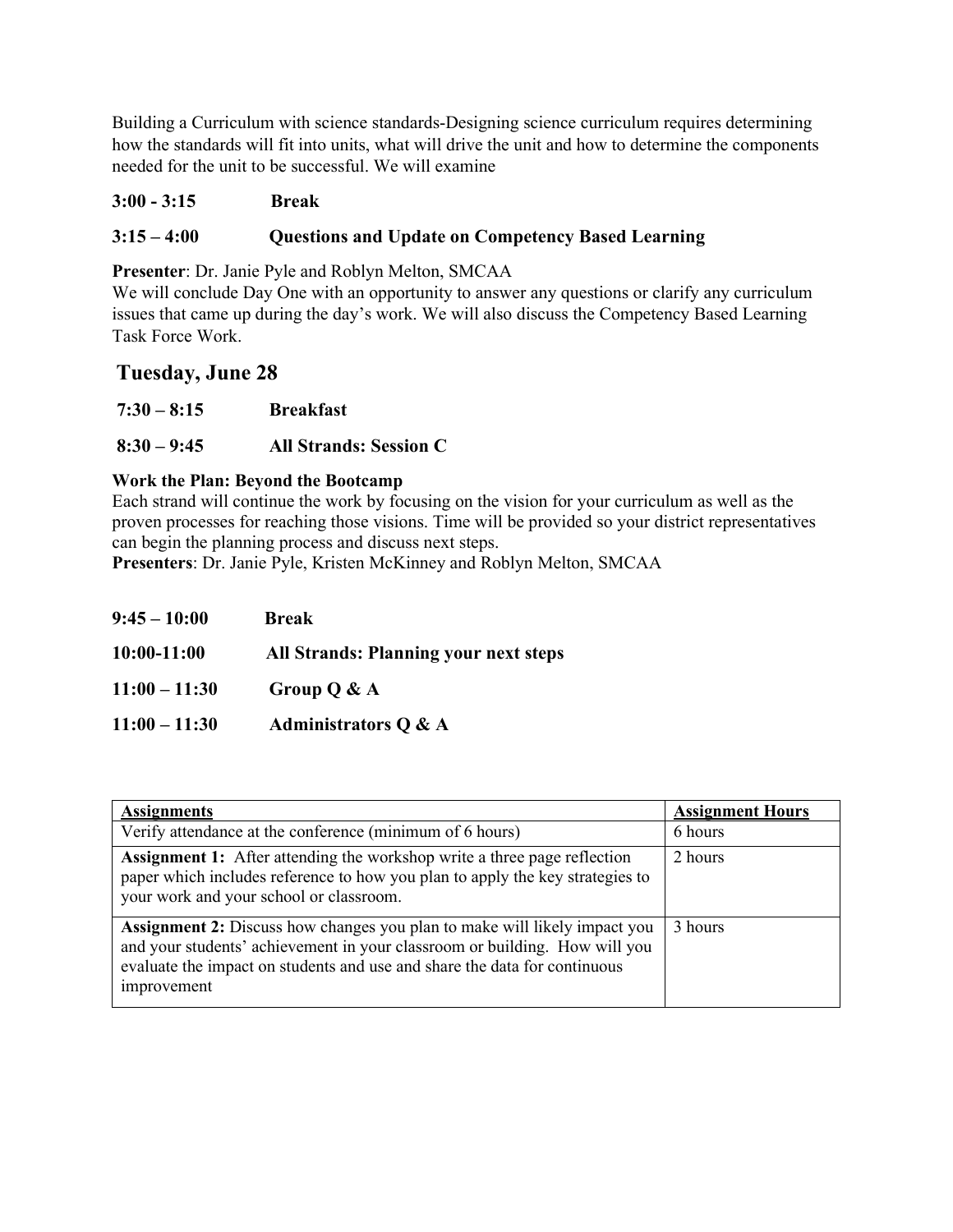Building a Curriculum with science standards-Designing science curriculum requires determining how the standards will fit into units, what will drive the unit and how to determine the components needed for the unit to be successful. We will examine

**3:00 - 3:15 Break**

**3:15 – 4:00 Questions and Update on Competency Based Learning**

**Presenter**: Dr. Janie Pyle and Roblyn Melton, SMCAA
We will conclude Day One with an opportunity to answer any questions or clarify any curriculum issues that came up during the day's work. We will also discuss the Competency Based Learning Task Force Work.

## Tuesday, June 28

**7:30 – 8:15 Breakfast**

**8:30 – 9:45 All Strands: Session C**

**Work the Plan: Beyond the Bootcamp**
Each strand will continue the work by focusing on the vision for your curriculum as well as the proven processes for reaching those visions. Time will be provided so your district representatives can begin the planning process and discuss next steps.
**Presenters**: Dr. Janie Pyle, Kristen McKinney and Roblyn Melton, SMCAA

**9:45 – 10:00 Break**

**10:00-11:00 All Strands: Planning your next steps**

**11:00 – 11:30 Group Q & A**

**11:00 – 11:30 Administrators Q & A**

| **Assignments** | **Assignment Hours** |
|---|---|
| Verify attendance at the conference (minimum of 6 hours) | 6 hours |
| **Assignment 1:** After attending the workshop write a three page reflection paper which includes reference to how you plan to apply the key strategies to your work and your school or classroom. | 2 hours |
| **Assignment 2:** Discuss how changes you plan to make will likely impact you and your students' achievement in your classroom or building. How will you evaluate the impact on students and use and share the data for continuous improvement | 3 hours |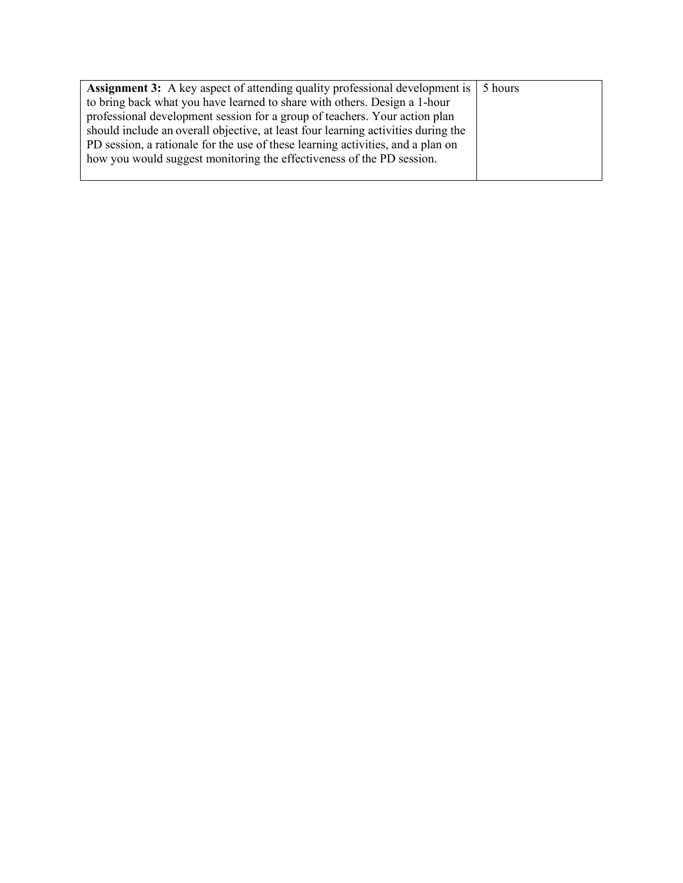| | |
|---|---|
| **Assignment 3:** A key aspect of attending quality professional development is to bring back what you have learned to share with others. Design a 1-hour professional development session for a group of teachers. Your action plan should include an overall objective, at least four learning activities during the PD session, a rationale for the use of these learning activities, and a plan on how you would suggest monitoring the effectiveness of the PD session. | 5 hours |